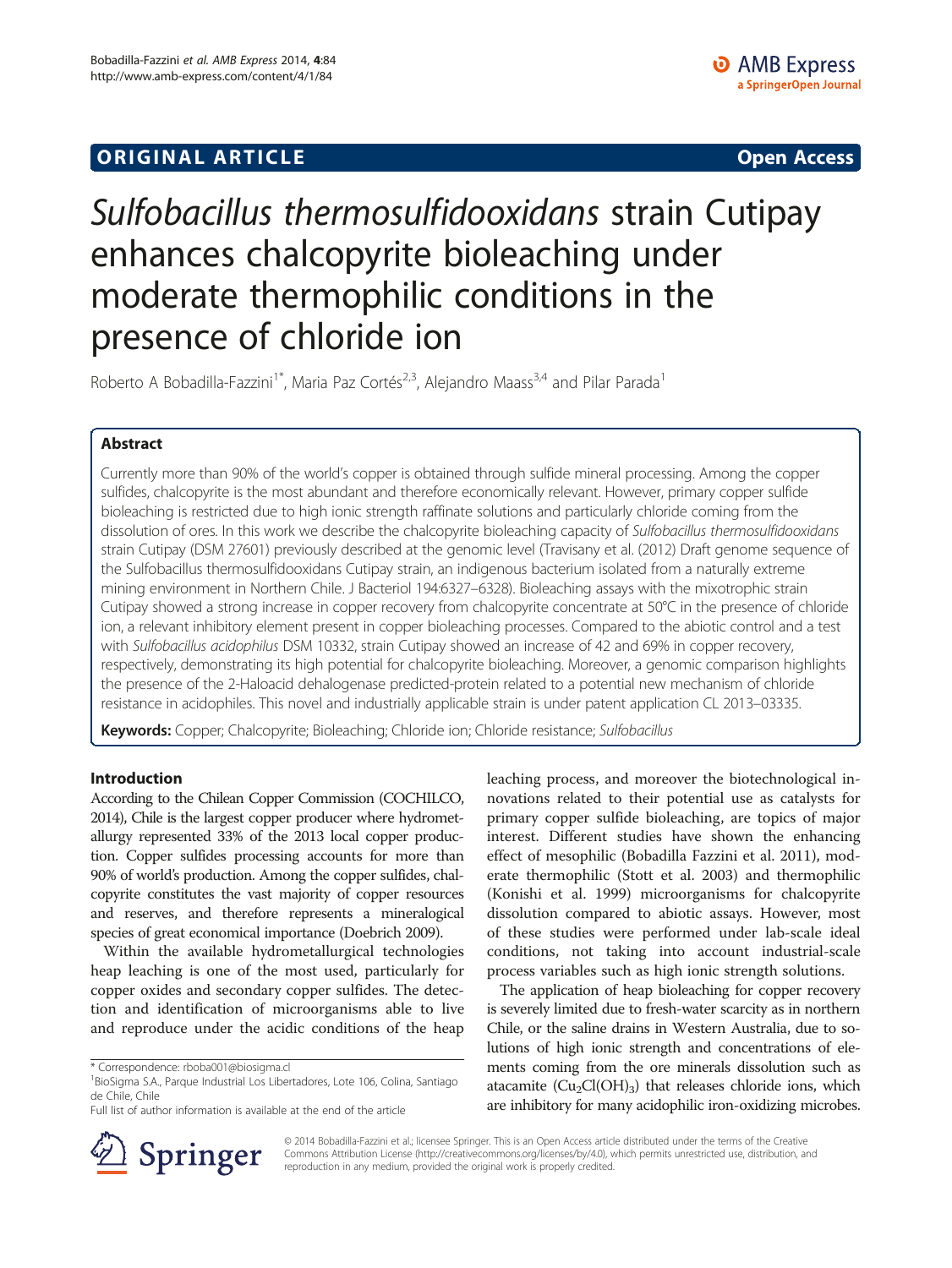**ORIGINAL ARTICLE** **Open Access**

# *Sulfobacillus thermosulfidooxidans* strain Cutipay enhances chalcopyrite bioleaching under moderate thermophilic conditions in the presence of chloride ion

Roberto A Bobadilla-Fazzini[1*], Maria Paz Cortés[2,3], Alejandro Maass[3,4] and Pilar Parada[1]

## Abstract

Currently more than 90% of the world's copper is obtained through sulfide mineral processing. Among the copper sulfides, chalcopyrite is the most abundant and therefore economically relevant. However, primary copper sulfide bioleaching is restricted due to high ionic strength raffinate solutions and particularly chloride coming from the dissolution of ores. In this work we describe the chalcopyrite bioleaching capacity of *Sulfobacillus thermosulfidooxidans* strain Cutipay (DSM 27601) previously described at the genomic level (Travisany et al. (2012) Draft genome sequence of the Sulfobacillus thermosulfidooxidans Cutipay strain, an indigenous bacterium isolated from a naturally extreme mining environment in Northern Chile. J Bacteriol 194:6327–6328). Bioleaching assays with the mixotrophic strain Cutipay showed a strong increase in copper recovery from chalcopyrite concentrate at 50°C in the presence of chloride ion, a relevant inhibitory element present in copper bioleaching processes. Compared to the abiotic control and a test with *Sulfobacillus acidophilus* DSM 10332, strain Cutipay showed an increase of 42 and 69% in copper recovery, respectively, demonstrating its high potential for chalcopyrite bioleaching. Moreover, a genomic comparison highlights the presence of the 2-Haloacid dehalogenase predicted-protein related to a potential new mechanism of chloride resistance in acidophiles. This novel and industrially applicable strain is under patent application CL 2013–03335.

**Keywords:** Copper; Chalcopyrite; Bioleaching; Chloride ion; Chloride resistance; *Sulfobacillus*

## Introduction

According to the Chilean Copper Commission (COCHILCO, 2014), Chile is the largest copper producer where hydrometallurgy represented 33% of the 2013 local copper production. Copper sulfides processing accounts for more than 90% of world's production. Among the copper sulfides, chalcopyrite constitutes the vast majority of copper resources and reserves, and therefore represents a mineralogical species of great economical importance (Doebrich 2009).

Within the available hydrometallurgical technologies heap leaching is one of the most used, particularly for copper oxides and secondary copper sulfides. The detection and identification of microorganisms able to live and reproduce under the acidic conditions of the heap leaching process, and moreover the biotechnological innovations related to their potential use as catalysts for primary copper sulfide bioleaching, are topics of major interest. Different studies have shown the enhancing effect of mesophilic (Bobadilla Fazzini et al. 2011), moderate thermophilic (Stott et al. 2003) and thermophilic (Konishi et al. 1999) microorganisms for chalcopyrite dissolution compared to abiotic assays. However, most of these studies were performed under lab-scale ideal conditions, not taking into account industrial-scale process variables such as high ionic strength solutions.

The application of heap bioleaching for copper recovery is severely limited due to fresh-water scarcity as in northern Chile, or the saline drains in Western Australia, due to solutions of high ionic strength and concentrations of elements coming from the ore minerals dissolution such as atacamite ($Cu_2Cl(OH)_3$) that releases chloride ions, which are inhibitory for many acidophilic iron-oxidizing microbes.

\* Correspondence: rboba001@biosigma.cl
[1]BioSigma S.A., Parque Industrial Los Libertadores, Lote 106, Colina, Santiago de Chile, Chile
Full list of author information is available at the end of the article

© 2014 Bobadilla-Fazzini et al.; licensee Springer. This is an Open Access article distributed under the terms of the Creative Commons Attribution License (http://creativecommons.org/licenses/by/4.0), which permits unrestricted use, distribution, and reproduction in any medium, provided the original work is properly credited.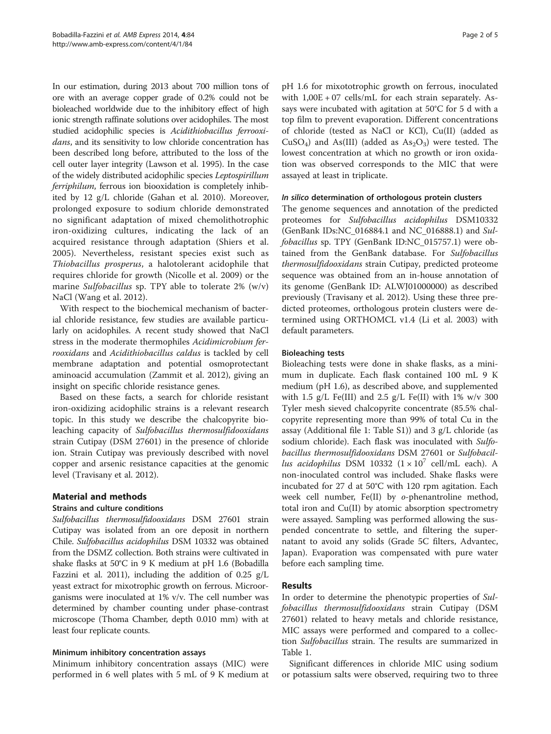In our estimation, during 2013 about 700 million tons of ore with an average copper grade of 0.2% could not be bioleached worldwide due to the inhibitory effect of high ionic strength raffinate solutions over acidophiles. The most studied acidophilic species is *Acidithiobacillus ferrooxidans*, and its sensitivity to low chloride concentration has been described long before, attributed to the loss of the cell outer layer integrity (Lawson et al. 1995). In the case of the widely distributed acidophilic species *Leptospirillum ferriphilum*, ferrous ion biooxidation is completely inhibited by 12 g/L chloride (Gahan et al. 2010). Moreover, prolonged exposure to sodium chloride demonstrated no significant adaptation of mixed chemolithotrophic iron-oxidizing cultures, indicating the lack of an acquired resistance through adaptation (Shiers et al. 2005). Nevertheless, resistant species exist such as *Thiobacillus prosperus*, a halotolerant acidophile that requires chloride for growth (Nicolle et al. 2009) or the marine *Sulfobacillus* sp. TPY able to tolerate 2% (w/v) NaCl (Wang et al. 2012).

With respect to the biochemical mechanism of bacterial chloride resistance, few studies are available particularly on acidophiles. A recent study showed that NaCl stress in the moderate thermophiles *Acidimicrobium ferrooxidans* and *Acidithiobacillus caldus* is tackled by cell membrane adaptation and potential osmoprotectant aminoacid accumulation (Zammit et al. 2012), giving an insight on specific chloride resistance genes.

Based on these facts, a search for chloride resistant iron-oxidizing acidophilic strains is a relevant research topic. In this study we describe the chalcopyrite bioleaching capacity of *Sulfobacillus thermosulfidooxidans* strain Cutipay (DSM 27601) in the presence of chloride ion. Strain Cutipay was previously described with novel copper and arsenic resistance capacities at the genomic level (Travisany et al. 2012).

## Material and methods

### Strains and culture conditions

*Sulfobacillus thermosulfidooxidans* DSM 27601 strain Cutipay was isolated from an ore deposit in northern Chile. *Sulfobacillus acidophilus* DSM 10332 was obtained from the DSMZ collection. Both strains were cultivated in shake flasks at 50°C in 9 K medium at pH 1.6 (Bobadilla Fazzini et al. 2011), including the addition of 0.25 g/L yeast extract for mixotrophic growth on ferrous. Microorganisms were inoculated at 1% v/v. The cell number was determined by chamber counting under phase-contrast microscope (Thoma Chamber, depth 0.010 mm) with at least four replicate counts.

### Minimum inhibitory concentration assays

Minimum inhibitory concentration assays (MIC) were performed in 6 well plates with 5 mL of 9 K medium at pH 1.6 for mixototrophic growth on ferrous, inoculated with 1,00E + 07 cells/mL for each strain separately. Assays were incubated with agitation at 50°C for 5 d with a top film to prevent evaporation. Different concentrations of chloride (tested as NaCl or KCl), Cu(II) (added as $CuSO_4$) and As(III) (added as $As_2O_3$) were tested. The lowest concentration at which no growth or iron oxidation was observed corresponds to the MIC that were assayed at least in triplicate.

### *In silico* determination of orthologous protein clusters

The genome sequences and annotation of the predicted proteomes for *Sulfobacillus acidophilus* DSM10332 (GenBank IDs:NC_016884.1 and NC_016888.1) and *Sulfobacillus* sp. TPY (GenBank ID:NC_015757.1) were obtained from the GenBank database. For *Sulfobacillus thermosulfidooxidans* strain Cutipay, predicted proteome sequence was obtained from an in-house annotation of its genome (GenBank ID: ALWJ01000000) as described previously (Travisany et al. 2012). Using these three predicted proteomes, orthologous protein clusters were determined using ORTHOMCL v1.4 (Li et al. 2003) with default parameters.

### Bioleaching tests

Bioleaching tests were done in shake flasks, as a minimum in duplicate. Each flask contained 100 mL 9 K medium (pH 1.6), as described above, and supplemented with 1.5 g/L Fe(III) and 2.5 g/L Fe(II) with 1% w/v 300 Tyler mesh sieved chalcopyrite concentrate (85.5% chalcopyrite representing more than 99% of total Cu in the assay (Additional file 1: Table S1)) and 3 g/L chloride (as sodium chloride). Each flask was inoculated with *Sulfobacillus thermosulfidooxidans* DSM 27601 or *Sulfobacillus acidophilus* DSM 10332 ($1 \times 10^7$ cell/mL each). A non-inoculated control was included. Shake flasks were incubated for 27 d at 50°C with 120 rpm agitation. Each week cell number, Fe(II) by *o*-phenantroline method, total iron and Cu(II) by atomic absorption spectrometry were assayed. Sampling was performed allowing the suspended concentrate to settle, and filtering the supernatant to avoid any solids (Grade 5C filters, Advantec, Japan). Evaporation was compensated with pure water before each sampling time.

## Results

In order to determine the phenotypic properties of *Sulfobacillus thermosulfidooxidans* strain Cutipay (DSM 27601) related to heavy metals and chloride resistance, MIC assays were performed and compared to a collection *Sulfobacillus* strain. The results are summarized in Table 1.

Significant differences in chloride MIC using sodium or potassium salts were observed, requiring two to three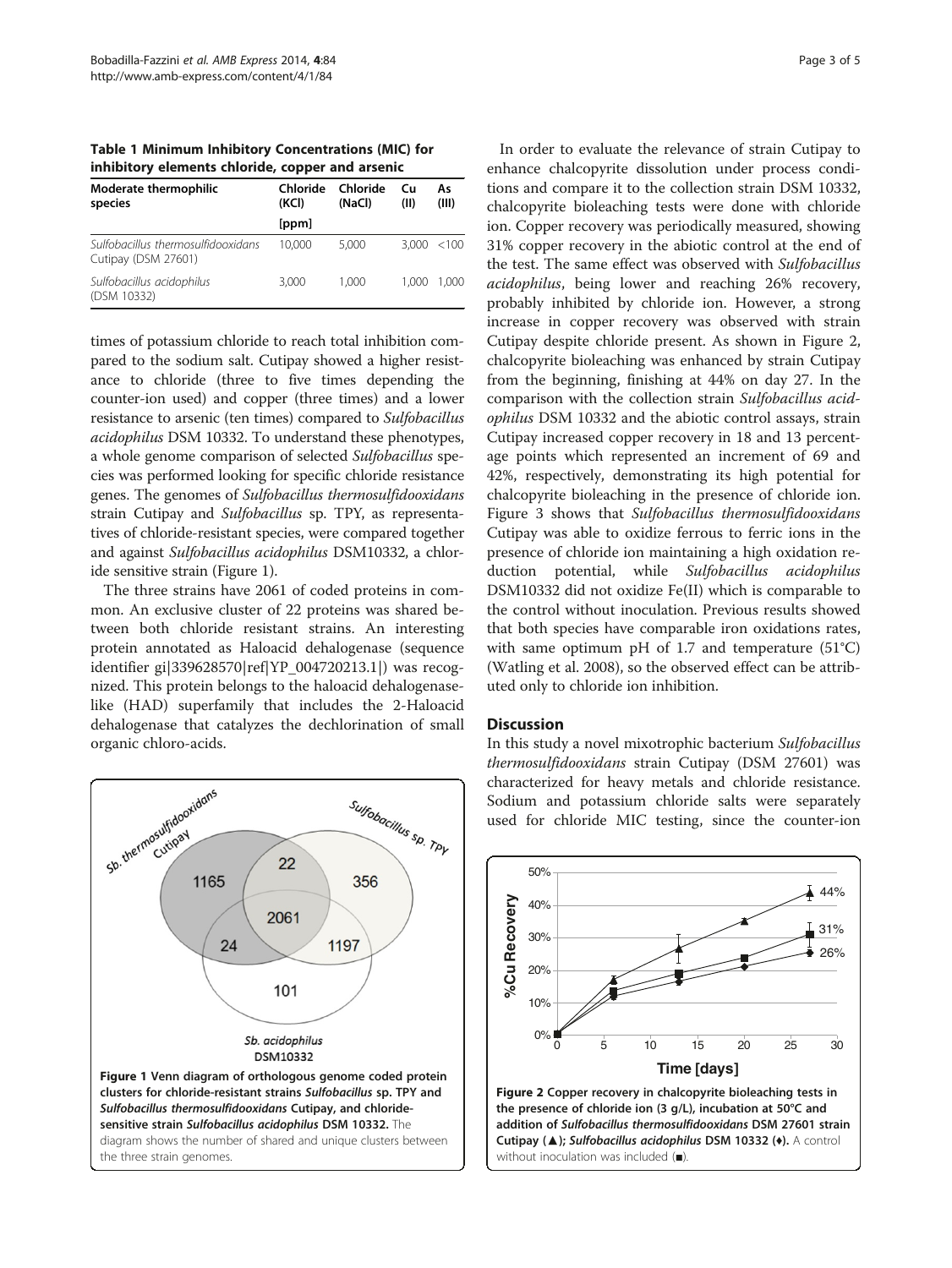**Table 1 Minimum Inhibitory Concentrations (MIC) for inhibitory elements chloride, copper and arsenic**

| Moderate thermophilic species | Chloride (KCl) | Chloride (NaCl) | Cu (II) | As (III) |
|---|---|---|---|---|
| | [ppm] | | | |
| *Sulfobacillus thermosulfidooxidans* Cutipay (DSM 27601) | 10,000 | 5,000 | 3,000 | <100 |
| *Sulfobacillus acidophilus* (DSM 10332) | 3,000 | 1,000 | 1,000 | 1,000 |

times of potassium chloride to reach total inhibition compared to the sodium salt. Cutipay showed a higher resistance to chloride (three to five times depending the counter-ion used) and copper (three times) and a lower resistance to arsenic (ten times) compared to *Sulfobacillus acidophilus* DSM 10332. To understand these phenotypes, a whole genome comparison of selected *Sulfobacillus* species was performed looking for specific chloride resistance genes. The genomes of *Sulfobacillus thermosulfidooxidans* strain Cutipay and *Sulfobacillus* sp. TPY, as representatives of chloride-resistant species, were compared together and against *Sulfobacillus acidophilus* DSM10332, a chloride sensitive strain (Figure 1).

The three strains have 2061 of coded proteins in common. An exclusive cluster of 22 proteins was shared between both chloride resistant strains. An interesting protein annotated as Haloacid dehalogenase (sequence identifier gi|339628570|ref|YP_004720213.1|) was recognized. This protein belongs to the haloacid dehalogenase-like (HAD) superfamily that includes the 2-Haloacid dehalogenase that catalyzes the dechlorination of small organic chloro-acids.

**Figure 1 Venn diagram of orthologous genome coded protein clusters for chloride-resistant strains *Sulfobacillus* sp. TPY and *Sulfobacillus thermosulfidooxidans* Cutipay, and chloride-sensitive strain *Sulfobacillus acidophilus* DSM 10332.** The diagram shows the number of shared and unique clusters between the three strain genomes.

In order to evaluate the relevance of strain Cutipay to enhance chalcopyrite dissolution under process conditions and compare it to the collection strain DSM 10332, chalcopyrite bioleaching tests were done with chloride ion. Copper recovery was periodically measured, showing 31% copper recovery in the abiotic control at the end of the test. The same effect was observed with *Sulfobacillus acidophilus*, being lower and reaching 26% recovery, probably inhibited by chloride ion. However, a strong increase in copper recovery was observed with strain Cutipay despite chloride present. As shown in Figure 2, chalcopyrite bioleaching was enhanced by strain Cutipay from the beginning, finishing at 44% on day 27. In the comparison with the collection strain *Sulfobacillus acidophilus* DSM 10332 and the abiotic control assays, strain Cutipay increased copper recovery in 18 and 13 percentage points which represented an increment of 69 and 42%, respectively, demonstrating its high potential for chalcopyrite bioleaching in the presence of chloride ion. Figure 3 shows that *Sulfobacillus thermosulfidooxidans* Cutipay was able to oxidize ferrous to ferric ions in the presence of chloride ion maintaining a high oxidation reduction potential, while *Sulfobacillus acidophilus* DSM10332 did not oxidize Fe(II) which is comparable to the control without inoculation. Previous results showed that both species have comparable iron oxidations rates, with same optimum pH of 1.7 and temperature (51°C) (Watling et al. 2008), so the observed effect can be attributed only to chloride ion inhibition.

## Discussion

In this study a novel mixotrophic bacterium *Sulfobacillus thermosulfidooxidans* strain Cutipay (DSM 27601) was characterized for heavy metals and chloride resistance. Sodium and potassium chloride salts were separately used for chloride MIC testing, since the counter-ion

**Figure 2 Copper recovery in chalcopyrite bioleaching tests in the presence of chloride ion (3 g/L), incubation at 50°C and addition of *Sulfobacillus thermosulfidooxidans* DSM 27601 strain Cutipay (▲); *Sulfobacillus acidophilus* DSM 10332 (♦).** A control without inoculation was included (■).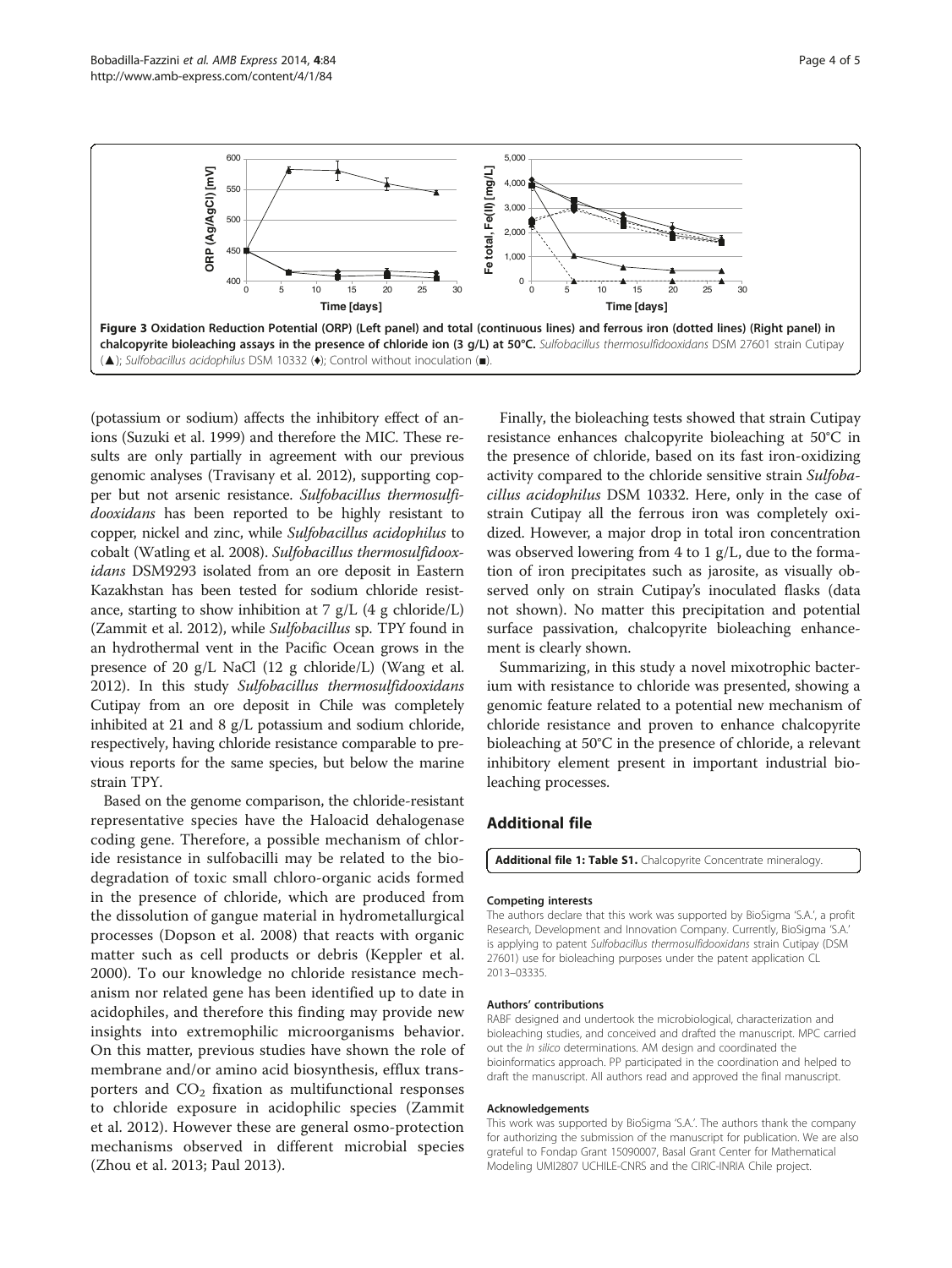**Figure 3 Oxidation Reduction Potential (ORP) (Left panel) and total (continuous lines) and ferrous iron (dotted lines) (Right panel) in chalcopyrite bioleaching assays in the presence of chloride ion (3 g/L) at 50°C.** *Sulfobacillus thermosulfidooxidans* DSM 27601 strain Cutipay (▲); *Sulfobacillus acidophilus* DSM 10332 (♦); Control without inoculation (■).

(potassium or sodium) affects the inhibitory effect of anions (Suzuki et al. 1999) and therefore the MIC. These results are only partially in agreement with our previous genomic analyses (Travisany et al. 2012), supporting copper but not arsenic resistance. *Sulfobacillus thermosulfidooxidans* has been reported to be highly resistant to copper, nickel and zinc, while *Sulfobacillus acidophilus* to cobalt (Watling et al. 2008). *Sulfobacillus thermosulfidooxidans* DSM9293 isolated from an ore deposit in Eastern Kazakhstan has been tested for sodium chloride resistance, starting to show inhibition at 7 g/L (4 g chloride/L) (Zammit et al. 2012), while *Sulfobacillus* sp. TPY found in an hydrothermal vent in the Pacific Ocean grows in the presence of 20 g/L NaCl (12 g chloride/L) (Wang et al. 2012). In this study *Sulfobacillus thermosulfidooxidans* Cutipay from an ore deposit in Chile was completely inhibited at 21 and 8 g/L potassium and sodium chloride, respectively, having chloride resistance comparable to previous reports for the same species, but below the marine strain TPY.

Based on the genome comparison, the chloride-resistant representative species have the Haloacid dehalogenase coding gene. Therefore, a possible mechanism of chloride resistance in sulfobacilli may be related to the biodegradation of toxic small chloro-organic acids formed in the presence of chloride, which are produced from the dissolution of gangue material in hydrometallurgical processes (Dopson et al. 2008) that reacts with organic matter such as cell products or debris (Keppler et al. 2000). To our knowledge no chloride resistance mechanism nor related gene has been identified up to date in acidophiles, and therefore this finding may provide new insights into extremophilic microorganisms behavior. On this matter, previous studies have shown the role of membrane and/or amino acid biosynthesis, efflux transporters and $CO_2$ fixation as multifunctional responses to chloride exposure in acidophilic species (Zammit et al. 2012). However these are general osmo-protection mechanisms observed in different microbial species (Zhou et al. 2013; Paul 2013).

Finally, the bioleaching tests showed that strain Cutipay resistance enhances chalcopyrite bioleaching at 50°C in the presence of chloride, based on its fast iron-oxidizing activity compared to the chloride sensitive strain *Sulfobacillus acidophilus* DSM 10332. Here, only in the case of strain Cutipay all the ferrous iron was completely oxidized. However, a major drop in total iron concentration was observed lowering from 4 to 1 g/L, due to the formation of iron precipitates such as jarosite, as visually observed only on strain Cutipay's inoculated flasks (data not shown). No matter this precipitation and potential surface passivation, chalcopyrite bioleaching enhancement is clearly shown.

Summarizing, in this study a novel mixotrophic bacterium with resistance to chloride was presented, showing a genomic feature related to a potential new mechanism of chloride resistance and proven to enhance chalcopyrite bioleaching at 50°C in the presence of chloride, a relevant inhibitory element present in important industrial bioleaching processes.

## Additional file

**Additional file 1: Table S1.** Chalcopyrite Concentrate mineralogy.

#### Competing interests

The authors declare that this work was supported by BioSigma 'S.A.', a profit Research, Development and Innovation Company. Currently, BioSigma 'S.A.' is applying to patent *Sulfobacillus thermosulfidooxidans* strain Cutipay (DSM 27601) use for bioleaching purposes under the patent application CL 2013–03335.

#### Authors' contributions

RABF designed and undertook the microbiological, characterization and bioleaching studies, and conceived and drafted the manuscript. MPC carried out the *In silico* determinations. AM design and coordinated the bioinformatics approach. PP participated in the coordination and helped to draft the manuscript. All authors read and approved the final manuscript.

#### Acknowledgements

This work was supported by BioSigma 'S.A.'. The authors thank the company for authorizing the submission of the manuscript for publication. We are also grateful to Fondap Grant 15090007, Basal Grant Center for Mathematical Modeling UMI2807 UCHILE-CNRS and the CIRIC-INRIA Chile project.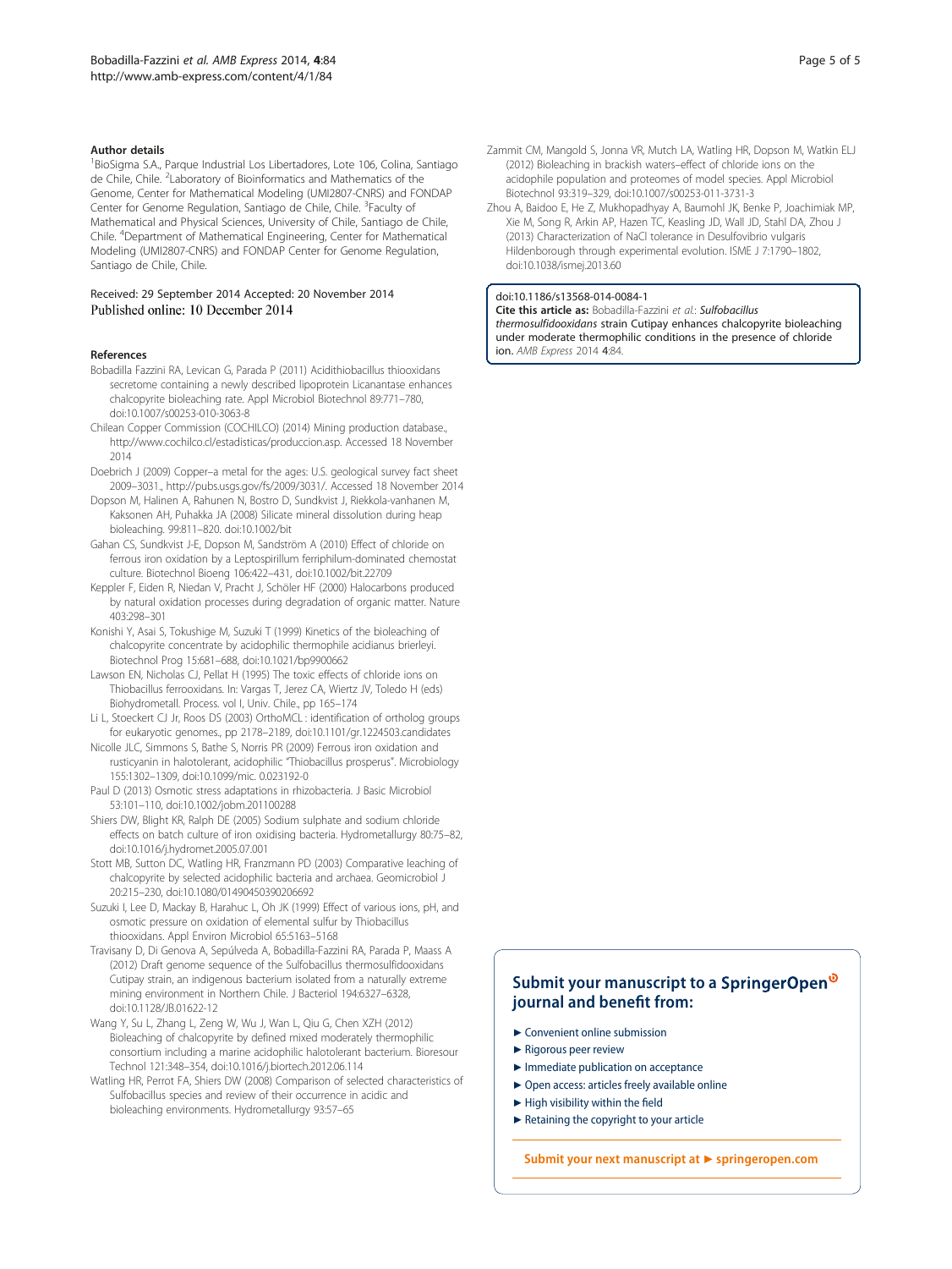### Author details

[1]BioSigma S.A., Parque Industrial Los Libertadores, Lote 106, Colina, Santiago de Chile, Chile. [2]Laboratory of Bioinformatics and Mathematics of the Genome, Center for Mathematical Modeling (UMI2807-CNRS) and FONDAP Center for Genome Regulation, Santiago de Chile, Chile. [3]Faculty of Mathematical and Physical Sciences, University of Chile, Santiago de Chile, Chile. [4]Department of Mathematical Engineering, Center for Mathematical Modeling (UMI2807-CNRS) and FONDAP Center for Genome Regulation, Santiago de Chile, Chile.

Received: 29 September 2014 Accepted: 20 November 2014
Published online: 10 December 2014

### References

Bobadilla Fazzini RA, Levican G, Parada P (2011) Acidithiobacillus thiooxidans secretome containing a newly described lipoprotein Licanantase enhances chalcopyrite bioleaching rate. Appl Microbiol Biotechnol 89:771–780, doi:10.1007/s00253-010-3063-8

Chilean Copper Commission (COCHILCO) (2014) Mining production database., http://www.cochilco.cl/estadisticas/produccion.asp. Accessed 18 November 2014

Doebrich J (2009) Copper–a metal for the ages: U.S. geological survey fact sheet 2009–3031., http://pubs.usgs.gov/fs/2009/3031/. Accessed 18 November 2014

Dopson M, Halinen A, Rahunen N, Bostro D, Sundkvist J, Riekkola-vanhanen M, Kaksonen AH, Puhakka JA (2008) Silicate mineral dissolution during heap bioleaching. 99:811–820. doi:10.1002/bit

Gahan CS, Sundkvist J-E, Dopson M, Sandström A (2010) Effect of chloride on ferrous iron oxidation by a Leptospirillum ferriphilum-dominated chemostat culture. Biotechnol Bioeng 106:422–431, doi:10.1002/bit.22709

Keppler F, Eiden R, Niedan V, Pracht J, Schöler HF (2000) Halocarbons produced by natural oxidation processes during degradation of organic matter. Nature 403:298–301

Konishi Y, Asai S, Tokushige M, Suzuki T (1999) Kinetics of the bioleaching of chalcopyrite concentrate by acidophilic thermophile acidianus brierleyi. Biotechnol Prog 15:681–688, doi:10.1021/bp9900662

Lawson EN, Nicholas CJ, Pellat H (1995) The toxic effects of chloride ions on Thiobacillus ferrooxidans. In: Vargas T, Jerez CA, Wiertz JV, Toledo H (eds) Biohydrometall. Process. vol I, Univ. Chile., pp 165–174

Li L, Stoeckert CJ Jr, Roos DS (2003) OrthoMCL : identification of ortholog groups for eukaryotic genomes., pp 2178–2189, doi:10.1101/gr.1224503.candidates

Nicolle JLC, Simmons S, Bathe S, Norris PR (2009) Ferrous iron oxidation and rusticyanin in halotolerant, acidophilic "Thiobacillus prosperus". Microbiology 155:1302–1309, doi:10.1099/mic. 0.023192-0

Paul D (2013) Osmotic stress adaptations in rhizobacteria. J Basic Microbiol 53:101–110, doi:10.1002/jobm.201100288

Shiers DW, Blight KR, Ralph DE (2005) Sodium sulphate and sodium chloride effects on batch culture of iron oxidising bacteria. Hydrometallurgy 80:75–82, doi:10.1016/j.hydromet.2005.07.001

Stott MB, Sutton DC, Watling HR, Franzmann PD (2003) Comparative leaching of chalcopyrite by selected acidophilic bacteria and archaea. Geomicrobiol J 20:215–230, doi:10.1080/01490450390206692

Suzuki I, Lee D, Mackay B, Harahuc L, Oh JK (1999) Effect of various ions, pH, and osmotic pressure on oxidation of elemental sulfur by Thiobacillus thiooxidans. Appl Environ Microbiol 65:5163–5168

Travisany D, Di Genova A, Sepúlveda A, Bobadilla-Fazzini RA, Parada P, Maass A (2012) Draft genome sequence of the Sulfobacillus thermosulfidooxidans Cutipay strain, an indigenous bacterium isolated from a naturally extreme mining environment in Northern Chile. J Bacteriol 194:6327–6328, doi:10.1128/JB.01622-12

Wang Y, Su L, Zhang L, Zeng W, Wu J, Wan L, Qiu G, Chen XZH (2012) Bioleaching of chalcopyrite by defined mixed moderately thermophilic consortium including a marine acidophilic halotolerant bacterium. Bioresour Technol 121:348–354, doi:10.1016/j.biortech.2012.06.114

Watling HR, Perrot FA, Shiers DW (2008) Comparison of selected characteristics of Sulfobacillus species and review of their occurrence in acidic and bioleaching environments. Hydrometallurgy 93:57–65

Zammit CM, Mangold S, Jonna VR, Mutch LA, Watling HR, Dopson M, Watkin ELJ (2012) Bioleaching in brackish waters–effect of chloride ions on the acidophile population and proteomes of model species. Appl Microbiol Biotechnol 93:319–329, doi:10.1007/s00253-011-3731-3

Zhou A, Baidoo E, He Z, Mukhopadhyay A, Baumohl JK, Benke P, Joachimiak MP, Xie M, Song R, Arkin AP, Hazen TC, Keasling JD, Wall JD, Stahl DA, Zhou J (2013) Characterization of NaCl tolerance in Desulfovibrio vulgaris Hildenborough through experimental evolution. ISME J 7:1790–1802, doi:10.1038/ismej.2013.60

doi:10.1186/s13568-014-0084-1
**Cite this article as:** Bobadilla-Fazzini *et al.*: *Sulfobacillus thermosulfidooxidans* strain Cutipay enhances chalcopyrite bioleaching under moderate thermophilic conditions in the presence of chloride ion. *AMB Express* 2014 **4**:84.

**Submit your manuscript to a SpringerOpen journal and benefit from:**

- ► Convenient online submission
- ► Rigorous peer review
- ► Immediate publication on acceptance
- ► Open access: articles freely available online
- ► High visibility within the field
- ► Retaining the copyright to your article

**Submit your next manuscript at ► springeropen.com**